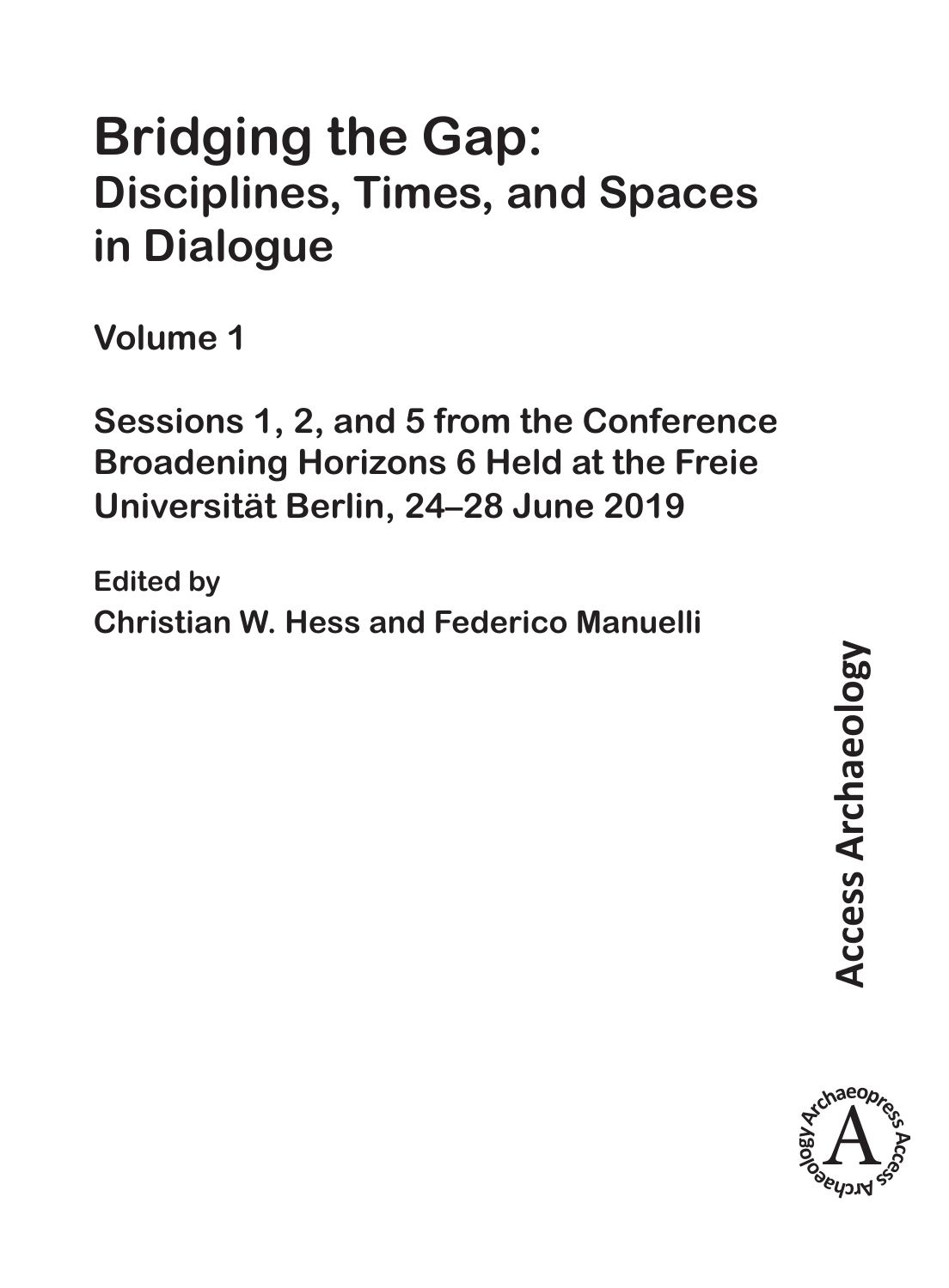# Bridging the Gap:

## Disciplines, Times, and Spaces in Dialogue

### Volume 1

**Sessions 1, 2, and 5 from the Conference Broadening Horizons 6 Held at the Freie Universität Berlin, 24–28 June 2019**

**Edited by**

**Christian W. Hess and Federico Manuelli**

**Access Archaeology**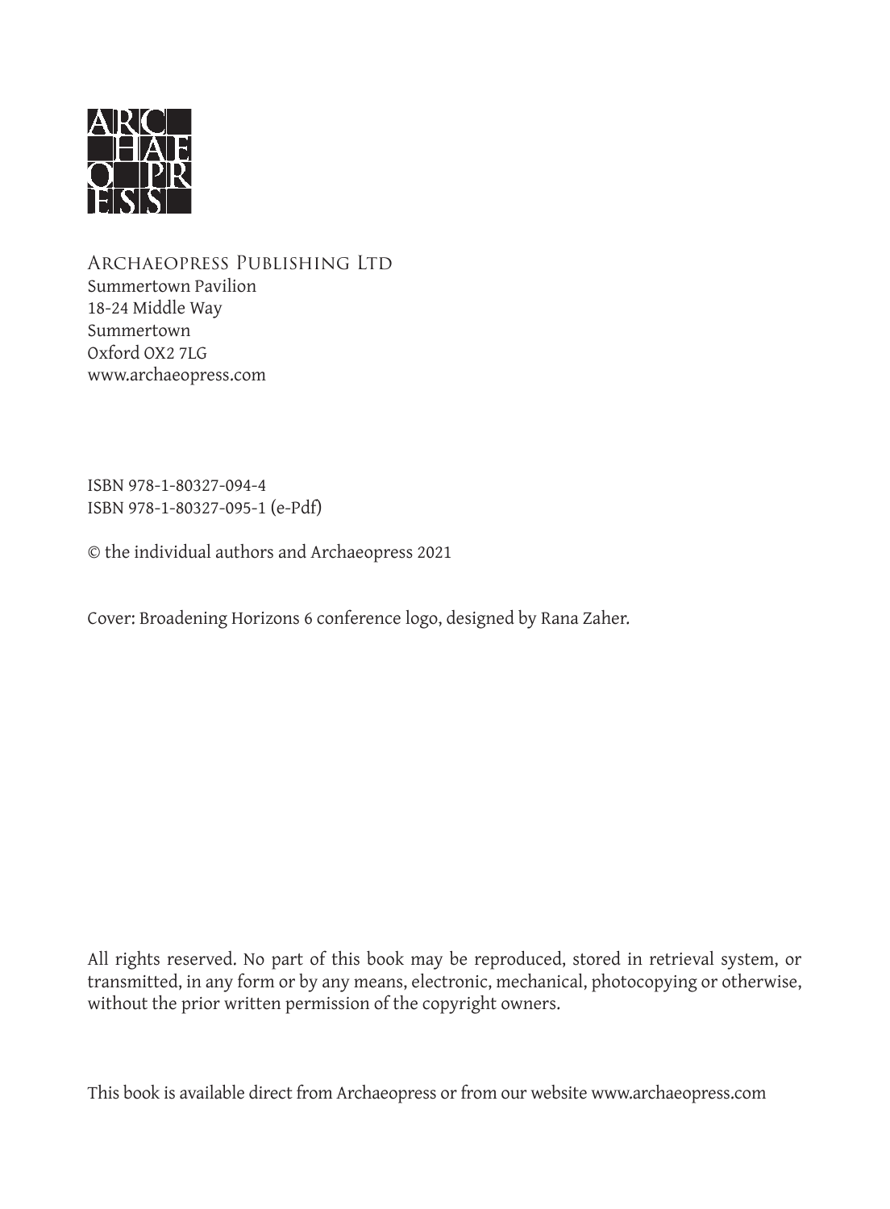ARCHAEOPRESS PUBLISHING LTD
Summertown Pavilion
18-24 Middle Way
Summertown
Oxford OX2 7LG
www.archaeopress.com

ISBN 978-1-80327-094-4
ISBN 978-1-80327-095-1 (e-Pdf)

© the individual authors and Archaeopress 2021

Cover: Broadening Horizons 6 conference logo, designed by Rana Zaher.

All rights reserved. No part of this book may be reproduced, stored in retrieval system, or transmitted, in any form or by any means, electronic, mechanical, photocopying or otherwise, without the prior written permission of the copyright owners.

This book is available direct from Archaeopress or from our website www.archaeopress.com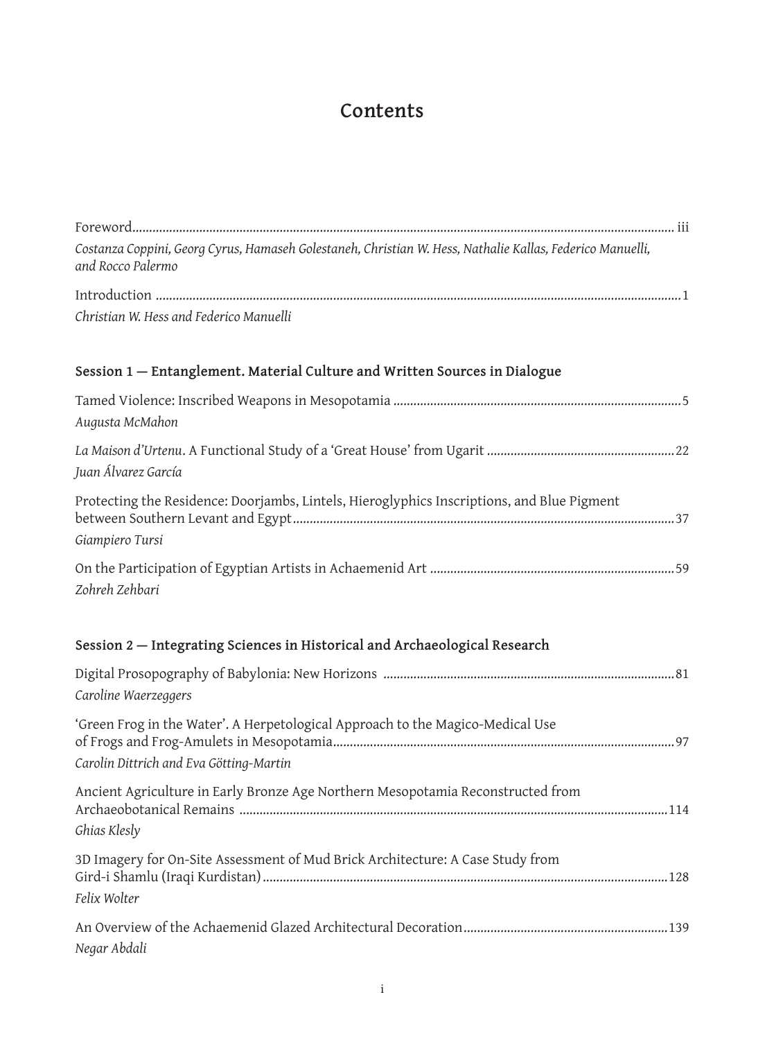# Contents

Foreword ... iii
*Costanza Coppini, Georg Cyrus, Hamaseh Golestaneh, Christian W. Hess, Nathalie Kallas, Federico Manuelli, and Rocco Palermo*

Introduction ... 1
*Christian W. Hess and Federico Manuelli*

## Session 1 — Entanglement. Material Culture and Written Sources in Dialogue

Tamed Violence: Inscribed Weapons in Mesopotamia ... 5
*Augusta McMahon*

*La Maison d'Urtenu*. A Functional Study of a 'Great House' from Ugarit ... 22
*Juan Álvarez García*

Protecting the Residence: Doorjambs, Lintels, Hieroglyphics Inscriptions, and Blue Pigment between Southern Levant and Egypt ... 37
*Giampiero Tursi*

On the Participation of Egyptian Artists in Achaemenid Art ... 59
*Zohreh Zehbari*

## Session 2 — Integrating Sciences in Historical and Archaeological Research

Digital Prosopography of Babylonia: New Horizons ... 81
*Caroline Waerzeggers*

'Green Frog in the Water'. A Herpetological Approach to the Magico-Medical Use of Frogs and Frog-Amulets in Mesopotamia ... 97
*Carolin Dittrich and Eva Götting-Martin*

Ancient Agriculture in Early Bronze Age Northern Mesopotamia Reconstructed from Archaeobotanical Remains ... 114
*Ghias Klesly*

3D Imagery for On-Site Assessment of Mud Brick Architecture: A Case Study from Gird-i Shamlu (Iraqi Kurdistan) ... 128
*Felix Wolter*

An Overview of the Achaemenid Glazed Architectural Decoration ... 139
*Negar Abdali*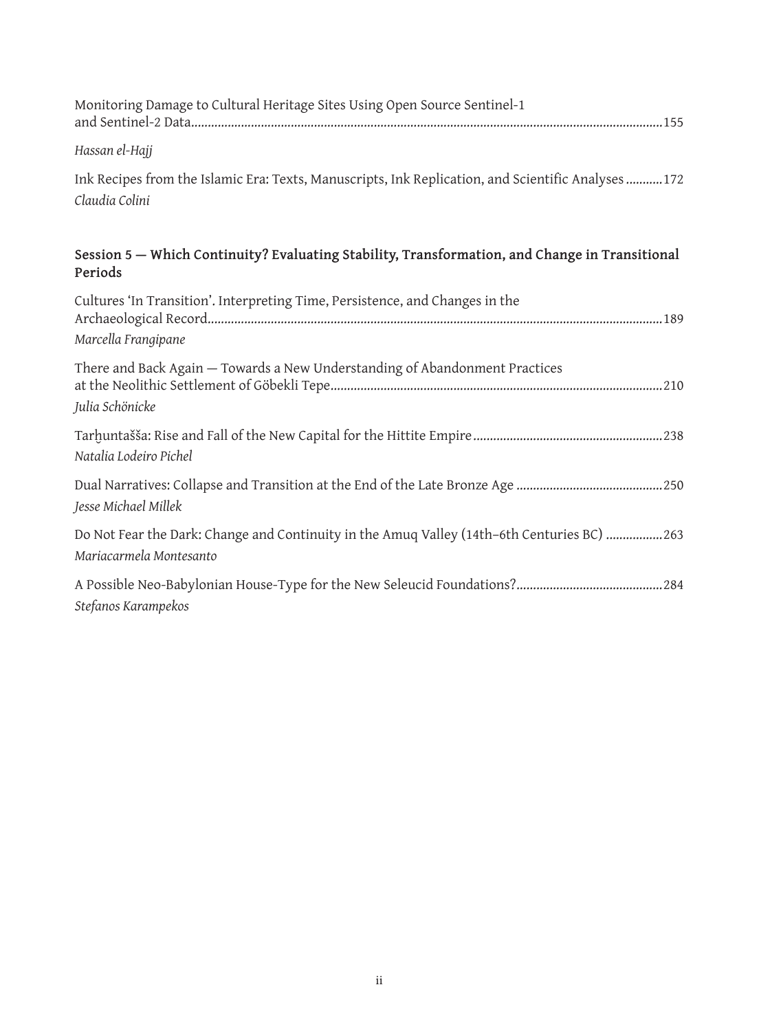Monitoring Damage to Cultural Heritage Sites Using Open Source Sentinel-1 and Sentinel-2 Data ........ 155
*Hassan el-Hajj*

Ink Recipes from the Islamic Era: Texts, Manuscripts, Ink Replication, and Scientific Analyses ........ 172
*Claudia Colini*

**Session 5 — Which Continuity? Evaluating Stability, Transformation, and Change in Transitional Periods**

Cultures 'In Transition'. Interpreting Time, Persistence, and Changes in the Archaeological Record ........ 189
*Marcella Frangipane*

There and Back Again — Towards a New Understanding of Abandonment Practices at the Neolithic Settlement of Göbekli Tepe ........ 210
*Julia Schönicke*

Tarḫuntašša: Rise and Fall of the New Capital for the Hittite Empire ........ 238
*Natalia Lodeiro Pichel*

Dual Narratives: Collapse and Transition at the End of the Late Bronze Age ........ 250
*Jesse Michael Millek*

Do Not Fear the Dark: Change and Continuity in the Amuq Valley (14th–6th Centuries BC) ........ 263
*Mariacarmela Montesanto*

A Possible Neo-Babylonian House-Type for the New Seleucid Foundations? ........ 284
*Stefanos Karampekos*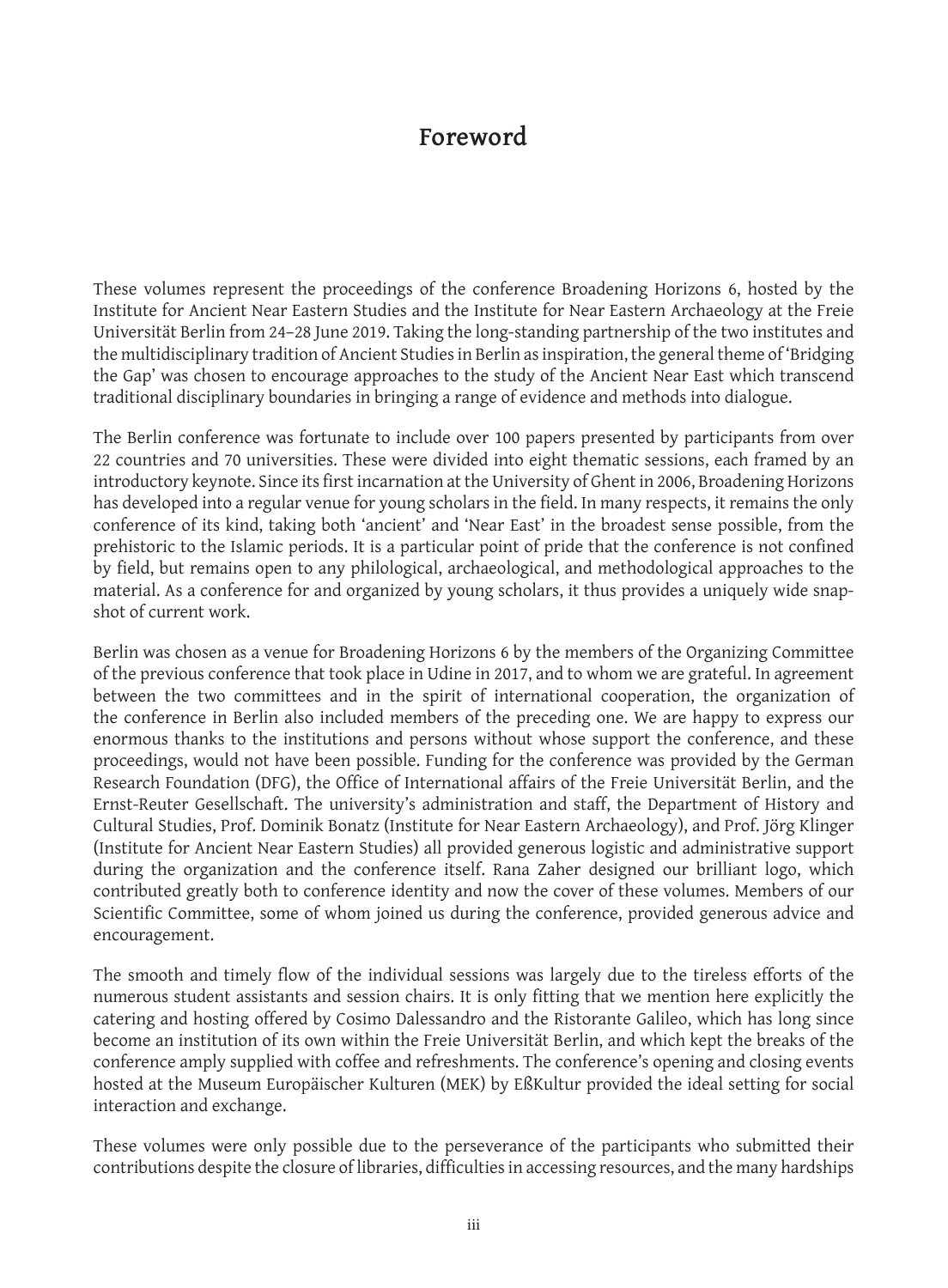# Foreword

These volumes represent the proceedings of the conference Broadening Horizons 6, hosted by the Institute for Ancient Near Eastern Studies and the Institute for Near Eastern Archaeology at the Freie Universität Berlin from 24–28 June 2019. Taking the long-standing partnership of the two institutes and the multidisciplinary tradition of Ancient Studies in Berlin as inspiration, the general theme of 'Bridging the Gap' was chosen to encourage approaches to the study of the Ancient Near East which transcend traditional disciplinary boundaries in bringing a range of evidence and methods into dialogue.

The Berlin conference was fortunate to include over 100 papers presented by participants from over 22 countries and 70 universities. These were divided into eight thematic sessions, each framed by an introductory keynote. Since its first incarnation at the University of Ghent in 2006, Broadening Horizons has developed into a regular venue for young scholars in the field. In many respects, it remains the only conference of its kind, taking both 'ancient' and 'Near East' in the broadest sense possible, from the prehistoric to the Islamic periods. It is a particular point of pride that the conference is not confined by field, but remains open to any philological, archaeological, and methodological approaches to the material. As a conference for and organized by young scholars, it thus provides a uniquely wide snapshot of current work.

Berlin was chosen as a venue for Broadening Horizons 6 by the members of the Organizing Committee of the previous conference that took place in Udine in 2017, and to whom we are grateful. In agreement between the two committees and in the spirit of international cooperation, the organization of the conference in Berlin also included members of the preceding one. We are happy to express our enormous thanks to the institutions and persons without whose support the conference, and these proceedings, would not have been possible. Funding for the conference was provided by the German Research Foundation (DFG), the Office of International affairs of the Freie Universität Berlin, and the Ernst-Reuter Gesellschaft. The university's administration and staff, the Department of History and Cultural Studies, Prof. Dominik Bonatz (Institute for Near Eastern Archaeology), and Prof. Jörg Klinger (Institute for Ancient Near Eastern Studies) all provided generous logistic and administrative support during the organization and the conference itself. Rana Zaher designed our brilliant logo, which contributed greatly both to conference identity and now the cover of these volumes. Members of our Scientific Committee, some of whom joined us during the conference, provided generous advice and encouragement.

The smooth and timely flow of the individual sessions was largely due to the tireless efforts of the numerous student assistants and session chairs. It is only fitting that we mention here explicitly the catering and hosting offered by Cosimo Dalessandro and the Ristorante Galileo, which has long since become an institution of its own within the Freie Universität Berlin, and which kept the breaks of the conference amply supplied with coffee and refreshments. The conference's opening and closing events hosted at the Museum Europäischer Kulturen (MEK) by EßKultur provided the ideal setting for social interaction and exchange.

These volumes were only possible due to the perseverance of the participants who submitted their contributions despite the closure of libraries, difficulties in accessing resources, and the many hardships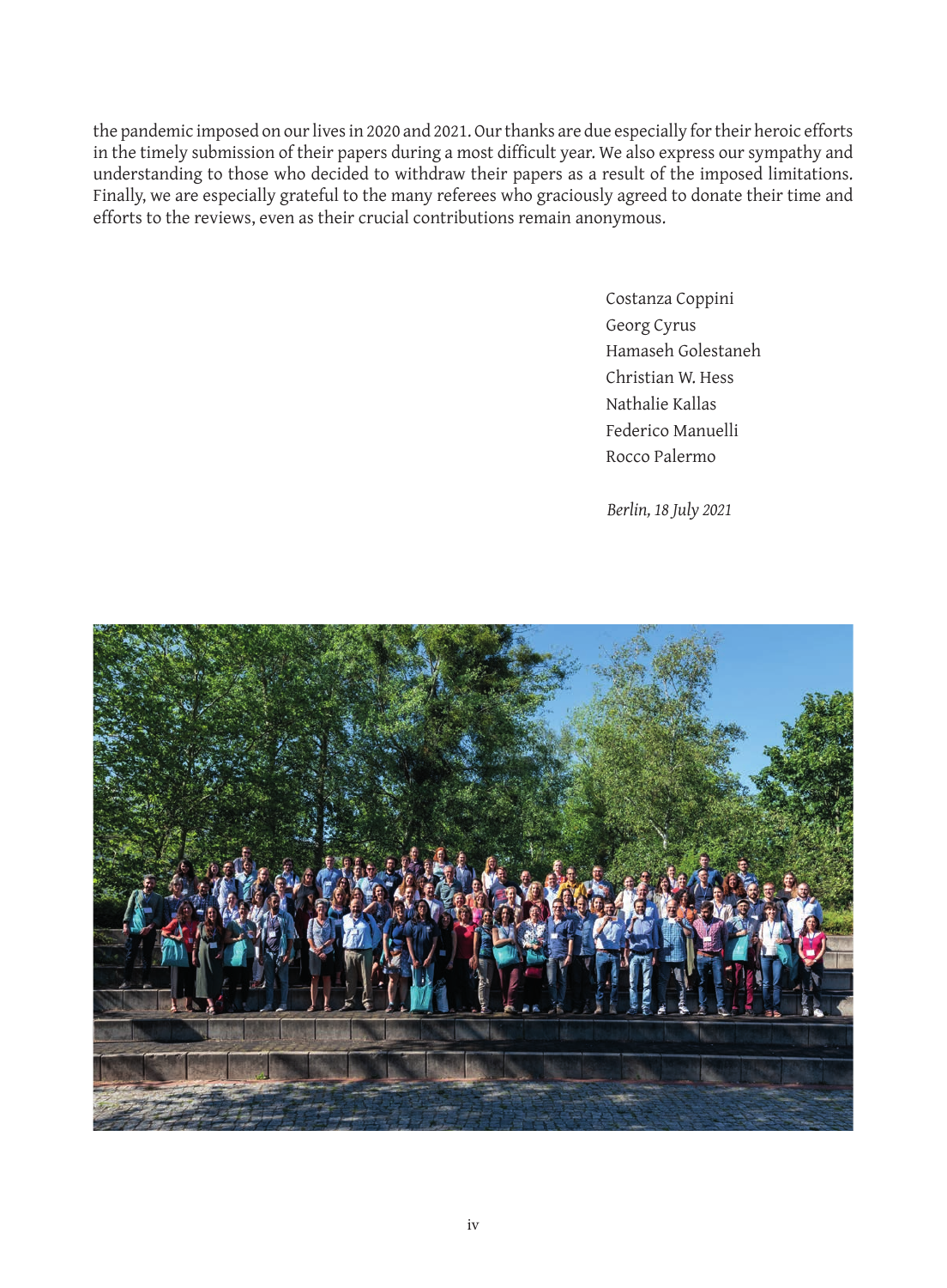the pandemic imposed on our lives in 2020 and 2021. Our thanks are due especially for their heroic efforts in the timely submission of their papers during a most difficult year. We also express our sympathy and understanding to those who decided to withdraw their papers as a result of the imposed limitations. Finally, we are especially grateful to the many referees who graciously agreed to donate their time and efforts to the reviews, even as their crucial contributions remain anonymous.

Costanza Coppini
Georg Cyrus
Hamaseh Golestaneh
Christian W. Hess
Nathalie Kallas
Federico Manuelli
Rocco Palermo

*Berlin, 18 July 2021*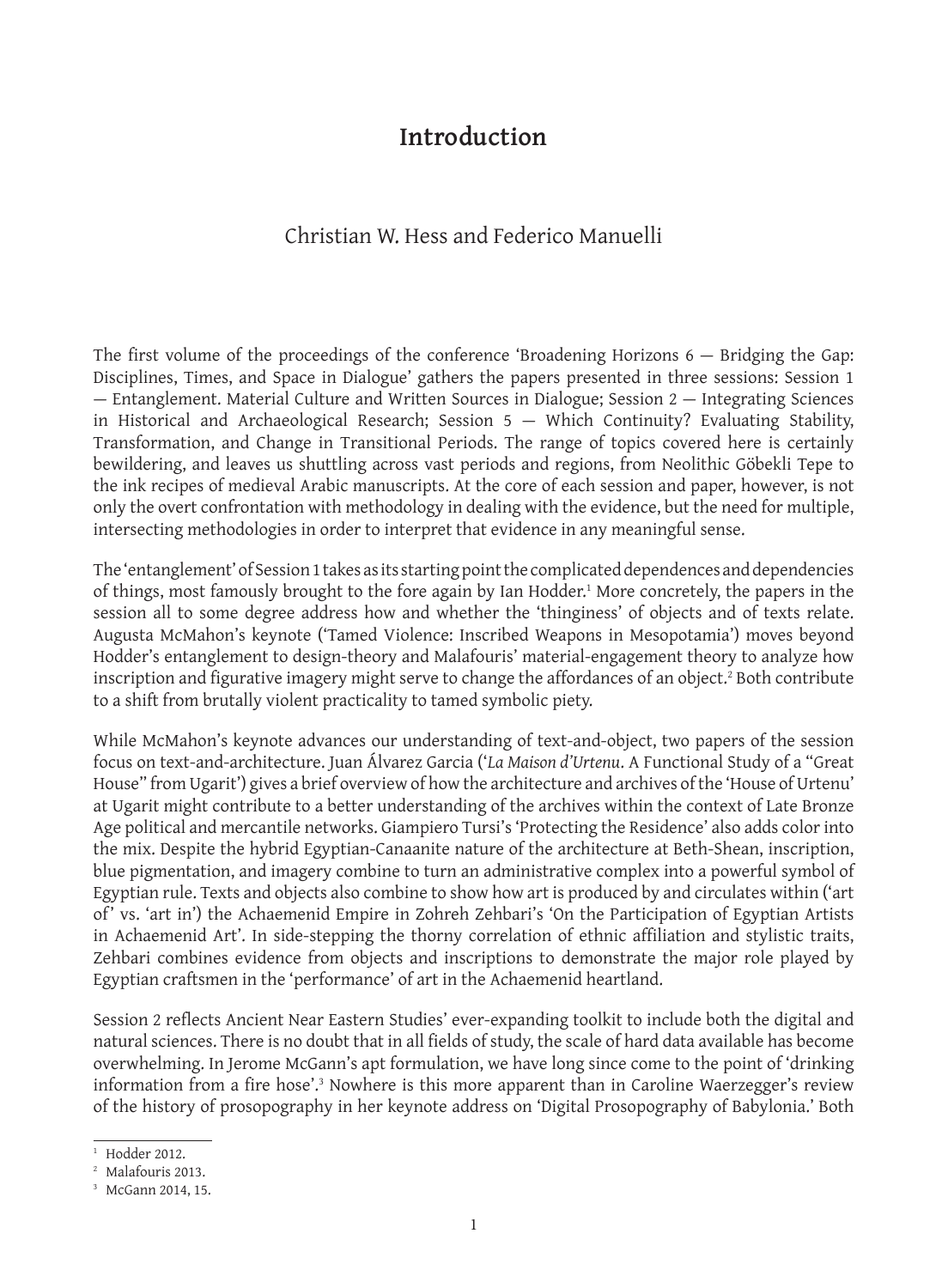# Introduction

Christian W. Hess and Federico Manuelli

The first volume of the proceedings of the conference 'Broadening Horizons 6 — Bridging the Gap: Disciplines, Times, and Space in Dialogue' gathers the papers presented in three sessions: Session 1 — Entanglement. Material Culture and Written Sources in Dialogue; Session 2 — Integrating Sciences in Historical and Archaeological Research; Session 5 — Which Continuity? Evaluating Stability, Transformation, and Change in Transitional Periods. The range of topics covered here is certainly bewildering, and leaves us shuttling across vast periods and regions, from Neolithic Göbekli Tepe to the ink recipes of medieval Arabic manuscripts. At the core of each session and paper, however, is not only the overt confrontation with methodology in dealing with the evidence, but the need for multiple, intersecting methodologies in order to interpret that evidence in any meaningful sense.

The 'entanglement' of Session 1 takes as its starting point the complicated dependences and dependencies of things, most famously brought to the fore again by Ian Hodder.[1] More concretely, the papers in the session all to some degree address how and whether the 'thinginess' of objects and of texts relate. Augusta McMahon's keynote ('Tamed Violence: Inscribed Weapons in Mesopotamia') moves beyond Hodder's entanglement to design-theory and Malafouris' material-engagement theory to analyze how inscription and figurative imagery might serve to change the affordances of an object.[2] Both contribute to a shift from brutally violent practicality to tamed symbolic piety.

While McMahon's keynote advances our understanding of text-and-object, two papers of the session focus on text-and-architecture. Juan Álvarez Garcia ('*La Maison d'Urtenu*. A Functional Study of a "Great House" from Ugarit') gives a brief overview of how the architecture and archives of the 'House of Urtenu' at Ugarit might contribute to a better understanding of the archives within the context of Late Bronze Age political and mercantile networks. Giampiero Tursi's 'Protecting the Residence' also adds color into the mix. Despite the hybrid Egyptian-Canaanite nature of the architecture at Beth-Shean, inscription, blue pigmentation, and imagery combine to turn an administrative complex into a powerful symbol of Egyptian rule. Texts and objects also combine to show how art is produced by and circulates within ('art of' vs. 'art in') the Achaemenid Empire in Zohreh Zehbari's 'On the Participation of Egyptian Artists in Achaemenid Art'. In side-stepping the thorny correlation of ethnic affiliation and stylistic traits, Zehbari combines evidence from objects and inscriptions to demonstrate the major role played by Egyptian craftsmen in the 'performance' of art in the Achaemenid heartland.

Session 2 reflects Ancient Near Eastern Studies' ever-expanding toolkit to include both the digital and natural sciences. There is no doubt that in all fields of study, the scale of hard data available has become overwhelming. In Jerome McGann's apt formulation, we have long since come to the point of 'drinking information from a fire hose'.[3] Nowhere is this more apparent than in Caroline Waerzegger's review of the history of prosopography in her keynote address on 'Digital Prosopography of Babylonia.' Both

[1] Hodder 2012.

[2] Malafouris 2013.

[3] McGann 2014, 15.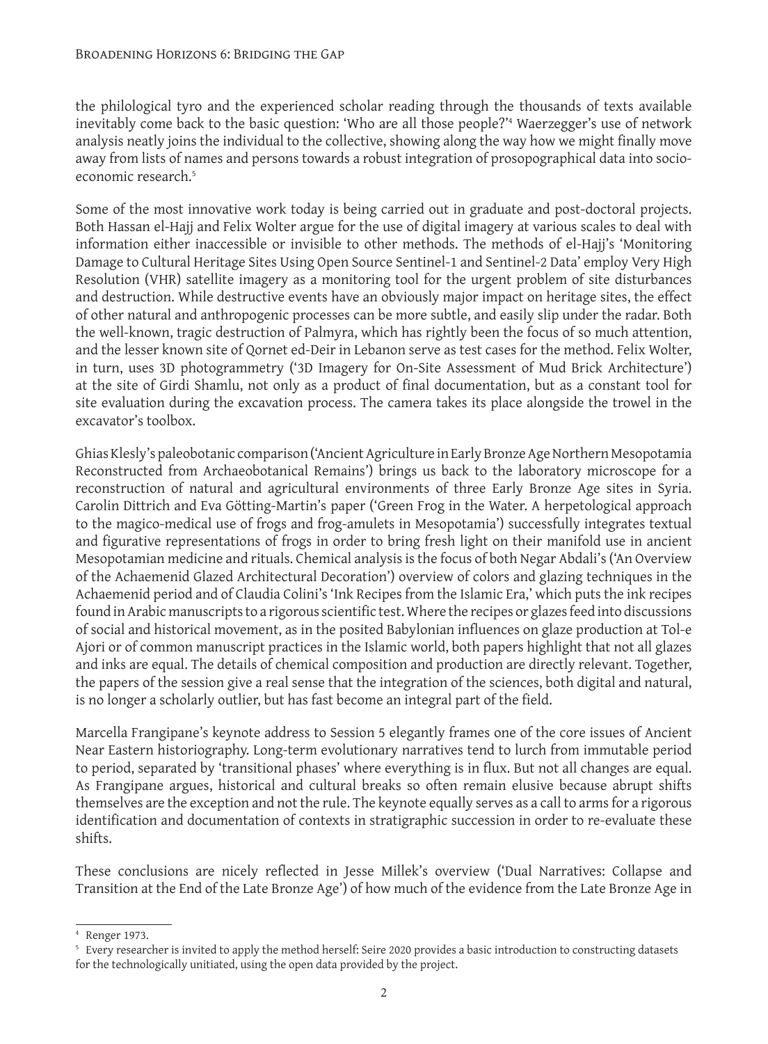the philological tyro and the experienced scholar reading through the thousands of texts available inevitably come back to the basic question: 'Who are all those people?'[4] Waerzegger's use of network analysis neatly joins the individual to the collective, showing along the way how we might finally move away from lists of names and persons towards a robust integration of prosopographical data into socio-economic research.[5]

Some of the most innovative work today is being carried out in graduate and post-doctoral projects. Both Hassan el-Hajj and Felix Wolter argue for the use of digital imagery at various scales to deal with information either inaccessible or invisible to other methods. The methods of el-Hajj's 'Monitoring Damage to Cultural Heritage Sites Using Open Source Sentinel-1 and Sentinel-2 Data' employ Very High Resolution (VHR) satellite imagery as a monitoring tool for the urgent problem of site disturbances and destruction. While destructive events have an obviously major impact on heritage sites, the effect of other natural and anthropogenic processes can be more subtle, and easily slip under the radar. Both the well-known, tragic destruction of Palmyra, which has rightly been the focus of so much attention, and the lesser known site of Qornet ed-Deir in Lebanon serve as test cases for the method. Felix Wolter, in turn, uses 3D photogrammetry ('3D Imagery for On-Site Assessment of Mud Brick Architecture') at the site of Girdi Shamlu, not only as a product of final documentation, but as a constant tool for site evaluation during the excavation process. The camera takes its place alongside the trowel in the excavator's toolbox.

Ghias Klesly's paleobotanic comparison ('Ancient Agriculture in Early Bronze Age Northern Mesopotamia Reconstructed from Archaeobotanical Remains') brings us back to the laboratory microscope for a reconstruction of natural and agricultural environments of three Early Bronze Age sites in Syria. Carolin Dittrich and Eva Götting-Martin's paper ('Green Frog in the Water. A herpetological approach to the magico-medical use of frogs and frog-amulets in Mesopotamia') successfully integrates textual and figurative representations of frogs in order to bring fresh light on their manifold use in ancient Mesopotamian medicine and rituals. Chemical analysis is the focus of both Negar Abdali's ('An Overview of the Achaemenid Glazed Architectural Decoration') overview of colors and glazing techniques in the Achaemenid period and of Claudia Colini's 'Ink Recipes from the Islamic Era,' which puts the ink recipes found in Arabic manuscripts to a rigorous scientific test. Where the recipes or glazes feed into discussions of social and historical movement, as in the posited Babylonian influences on glaze production at Tol-e Ajori or of common manuscript practices in the Islamic world, both papers highlight that not all glazes and inks are equal. The details of chemical composition and production are directly relevant. Together, the papers of the session give a real sense that the integration of the sciences, both digital and natural, is no longer a scholarly outlier, but has fast become an integral part of the field.

Marcella Frangipane's keynote address to Session 5 elegantly frames one of the core issues of Ancient Near Eastern historiography. Long-term evolutionary narratives tend to lurch from immutable period to period, separated by 'transitional phases' where everything is in flux. But not all changes are equal. As Frangipane argues, historical and cultural breaks so often remain elusive because abrupt shifts themselves are the exception and not the rule. The keynote equally serves as a call to arms for a rigorous identification and documentation of contexts in stratigraphic succession in order to re-evaluate these shifts.

These conclusions are nicely reflected in Jesse Millek's overview ('Dual Narratives: Collapse and Transition at the End of the Late Bronze Age') of how much of the evidence from the Late Bronze Age in

---

[4] Renger 1973.

[5] Every researcher is invited to apply the method herself: Seire 2020 provides a basic introduction to constructing datasets for the technologically unitiated, using the open data provided by the project.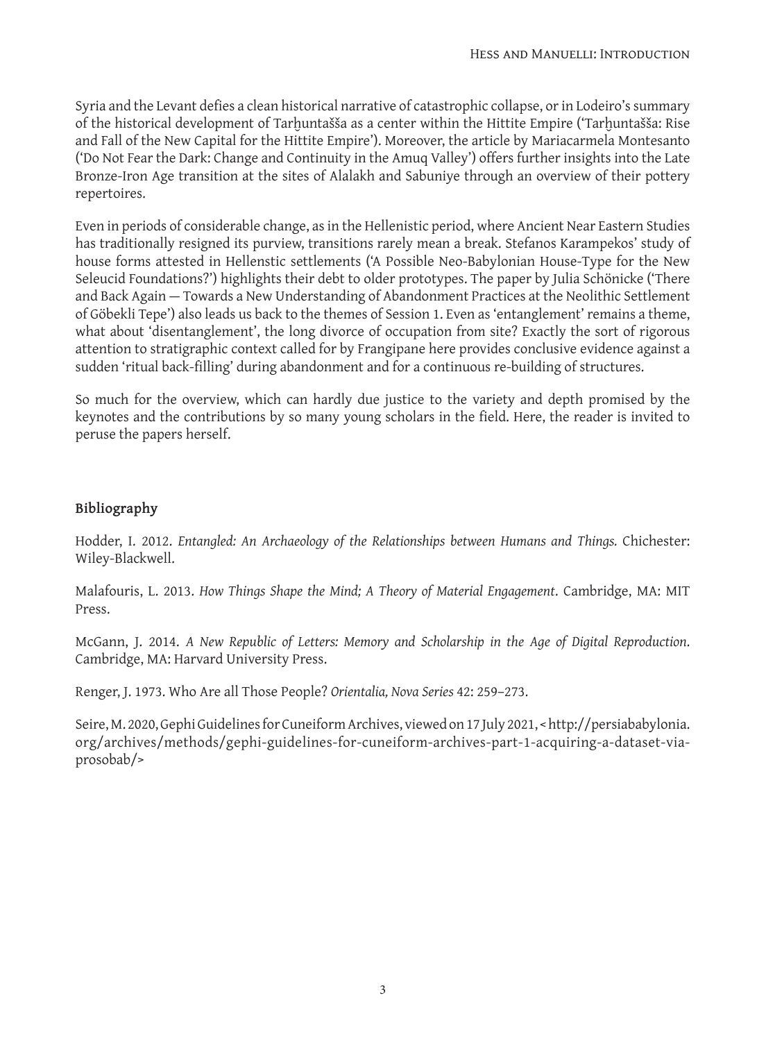Syria and the Levant defies a clean historical narrative of catastrophic collapse, or in Lodeiro's summary of the historical development of Tarḫuntašša as a center within the Hittite Empire ('Tarḫuntašša: Rise and Fall of the New Capital for the Hittite Empire'). Moreover, the article by Mariacarmela Montesanto ('Do Not Fear the Dark: Change and Continuity in the Amuq Valley') offers further insights into the Late Bronze-Iron Age transition at the sites of Alalakh and Sabuniye through an overview of their pottery repertoires.

Even in periods of considerable change, as in the Hellenistic period, where Ancient Near Eastern Studies has traditionally resigned its purview, transitions rarely mean a break. Stefanos Karampekos' study of house forms attested in Hellenstic settlements ('A Possible Neo-Babylonian House-Type for the New Seleucid Foundations?') highlights their debt to older prototypes. The paper by Julia Schönicke ('There and Back Again — Towards a New Understanding of Abandonment Practices at the Neolithic Settlement of Göbekli Tepe') also leads us back to the themes of Session 1. Even as 'entanglement' remains a theme, what about 'disentanglement', the long divorce of occupation from site? Exactly the sort of rigorous attention to stratigraphic context called for by Frangipane here provides conclusive evidence against a sudden 'ritual back-filling' during abandonment and for a continuous re-building of structures.

So much for the overview, which can hardly due justice to the variety and depth promised by the keynotes and the contributions by so many young scholars in the field. Here, the reader is invited to peruse the papers herself.

## Bibliography

Hodder, I. 2012. *Entangled: An Archaeology of the Relationships between Humans and Things.* Chichester: Wiley-Blackwell.

Malafouris, L. 2013. *How Things Shape the Mind; A Theory of Material Engagement*. Cambridge, MA: MIT Press.

McGann, J. 2014. *A New Republic of Letters: Memory and Scholarship in the Age of Digital Reproduction*. Cambridge, MA: Harvard University Press.

Renger, J. 1973. Who Are all Those People? *Orientalia, Nova Series* 42: 259–273.

Seire, M. 2020, Gephi Guidelines for Cuneiform Archives, viewed on 17 July 2021, <http://persiababylonia.org/archives/methods/gephi-guidelines-for-cuneiform-archives-part-1-acquiring-a-dataset-via-prosobab/>